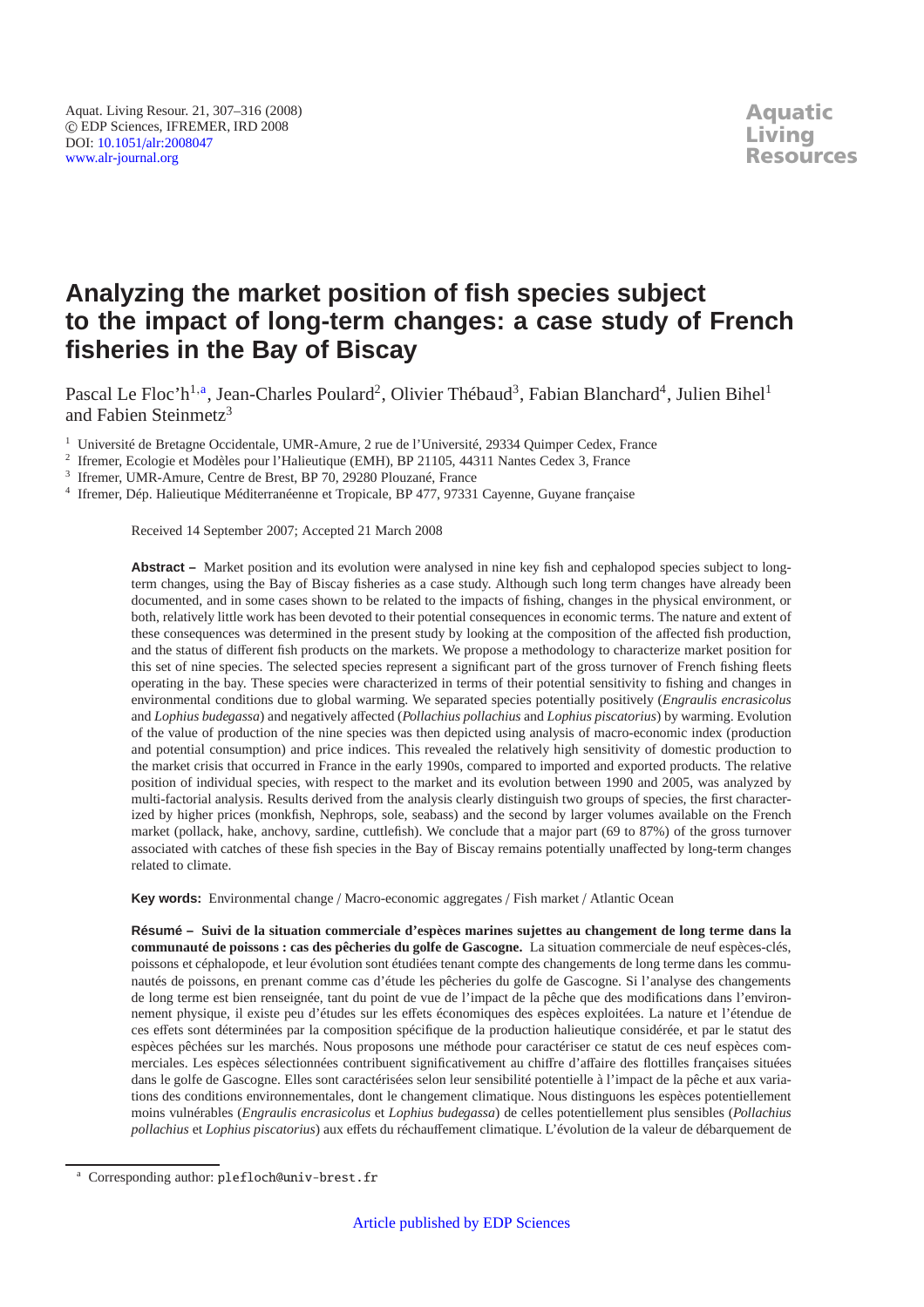# Analyzing the market position of fish species subject to the impact of long-term changes: a case study of French fisheries in the Bay of Biscay

Pascal Le Floc'h[1,a], Jean-Charles Poulard[2], Olivier Thébaud[3], Fabian Blanchard[4], Julien Bihel[1] and Fabien Steinmetz[3]

[1] Université de Bretagne Occidentale, UMR-Amure, 2 rue de l'Université, 29334 Quimper Cedex, France

[2] Ifremer, Ecologie et Modèles pour l'Halieutique (EMH), BP 21105, 44311 Nantes Cedex 3, France

[3] Ifremer, UMR-Amure, Centre de Brest, BP 70, 29280 Plouzané, France

[4] Ifremer, Dép. Halieutique Méditerranéenne et Tropicale, BP 477, 97331 Cayenne, Guyane française

Received 14 September 2007; Accepted 21 March 2008

**Abstract –** Market position and its evolution were analysed in nine key fish and cephalopod species subject to long-term changes, using the Bay of Biscay fisheries as a case study. Although such long term changes have already been documented, and in some cases shown to be related to the impacts of fishing, changes in the physical environment, or both, relatively little work has been devoted to their potential consequences in economic terms. The nature and extent of these consequences was determined in the present study by looking at the composition of the affected fish production, and the status of different fish products on the markets. We propose a methodology to characterize market position for this set of nine species. The selected species represent a significant part of the gross turnover of French fishing fleets operating in the bay. These species were characterized in terms of their potential sensitivity to fishing and changes in environmental conditions due to global warming. We separated species potentially positively (*Engraulis encrasicolus* and *Lophius budegassa*) and negatively affected (*Pollachius pollachius* and *Lophius piscatorius*) by warming. Evolution of the value of production of the nine species was then depicted using analysis of macro-economic index (production and potential consumption) and price indices. This revealed the relatively high sensitivity of domestic production to the market crisis that occurred in France in the early 1990s, compared to imported and exported products. The relative position of individual species, with respect to the market and its evolution between 1990 and 2005, was analyzed by multi-factorial analysis. Results derived from the analysis clearly distinguish two groups of species, the first characterized by higher prices (monkfish, Nephrops, sole, seabass) and the second by larger volumes available on the French market (pollack, hake, anchovy, sardine, cuttlefish). We conclude that a major part (69 to 87%) of the gross turnover associated with catches of these fish species in the Bay of Biscay remains potentially unaffected by long-term changes related to climate.

**Key words:** Environmental change / Macro-economic aggregates / Fish market / Atlantic Ocean

**Résumé – Suivi de la situation commerciale d'espèces marines sujettes au changement de long terme dans la communauté de poissons : cas des pêcheries du golfe de Gascogne.** La situation commerciale de neuf espèces-clés, poissons et céphalopode, et leur évolution sont étudiées tenant compte des changements de long terme dans les communautés de poissons, en prenant comme cas d'étude les pêcheries du golfe de Gascogne. Si l'analyse des changements de long terme est bien renseignée, tant du point de vue de l'impact de la pêche que des modifications dans l'environnement physique, il existe peu d'études sur les effets économiques des espèces exploitées. La nature et l'étendue de ces effets sont déterminées par la composition spécifique de la production halieutique considérée, et par le statut des espèces pêchées sur les marchés. Nous proposons une méthode pour caractériser ce statut de ces neuf espèces commerciales. Les espèces sélectionnées contribuent significativement au chiffre d'affaire des flottilles françaises situées dans le golfe de Gascogne. Elles sont caractérisées selon leur sensibilité potentielle à l'impact de la pêche et aux variations des conditions environnementales, dont le changement climatique. Nous distinguons les espèces potentiellement moins vulnérables (*Engraulis encrasicolus* et *Lophius budegassa*) de celles potentiellement plus sensibles (*Pollachius pollachius* et *Lophius piscatorius*) aux effets du réchauffement climatique. L'évolution de la valeur de débarquement de

[a] Corresponding author: plefloch@univ-brest.fr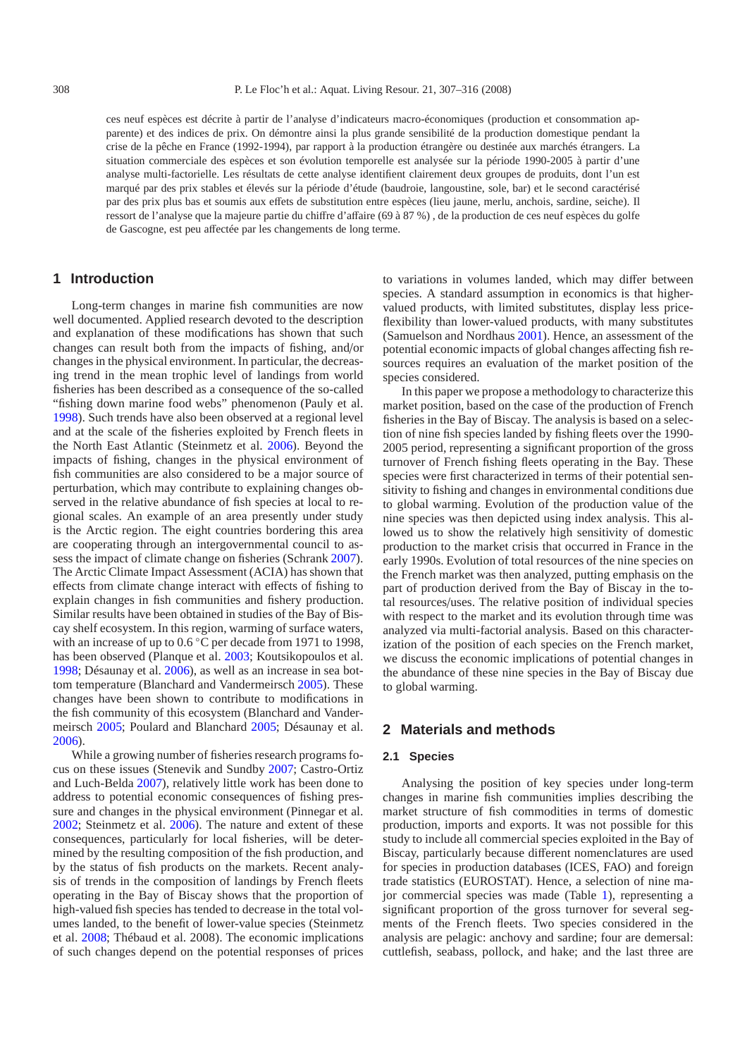ces neuf espèces est décrite à partir de l'analyse d'indicateurs macro-économiques (production et consommation apparente) et des indices de prix. On démontre ainsi la plus grande sensibilité de la production domestique pendant la crise de la pêche en France (1992-1994), par rapport à la production étrangère ou destinée aux marchés étrangers. La situation commerciale des espèces et son évolution temporelle est analysée sur la période 1990-2005 à partir d'une analyse multi-factorielle. Les résultats de cette analyse identifient clairement deux groupes de produits, dont l'un est marqué par des prix stables et élevés sur la période d'étude (baudroie, langoustine, sole, bar) et le second caractérisé par des prix plus bas et soumis aux effets de substitution entre espèces (lieu jaune, merlu, anchois, sardine, seiche). Il ressort de l'analyse que la majeure partie du chiffre d'affaire (69 à 87 %) , de la production de ces neuf espèces du golfe de Gascogne, est peu affectée par les changements de long terme.

## 1 Introduction

Long-term changes in marine fish communities are now well documented. Applied research devoted to the description and explanation of these modifications has shown that such changes can result both from the impacts of fishing, and/or changes in the physical environment. In particular, the decreasing trend in the mean trophic level of landings from world fisheries has been described as a consequence of the so-called "fishing down marine food webs" phenomenon (Pauly et al. 1998). Such trends have also been observed at a regional level and at the scale of the fisheries exploited by French fleets in the North East Atlantic (Steinmetz et al. 2006). Beyond the impacts of fishing, changes in the physical environment of fish communities are also considered to be a major source of perturbation, which may contribute to explaining changes observed in the relative abundance of fish species at local to regional scales. An example of an area presently under study is the Arctic region. The eight countries bordering this area are cooperating through an intergovernmental council to assess the impact of climate change on fisheries (Schrank 2007). The Arctic Climate Impact Assessment (ACIA) has shown that effects from climate change interact with effects of fishing to explain changes in fish communities and fishery production. Similar results have been obtained in studies of the Bay of Biscay shelf ecosystem. In this region, warming of surface waters, with an increase of up to 0.6 °C per decade from 1971 to 1998, has been observed (Planque et al. 2003; Koutsikopoulos et al. 1998; Désaunay et al. 2006), as well as an increase in sea bottom temperature (Blanchard and Vandermeirsch 2005). These changes have been shown to contribute to modifications in the fish community of this ecosystem (Blanchard and Vandermeirsch 2005; Poulard and Blanchard 2005; Désaunay et al. 2006).

While a growing number of fisheries research programs focus on these issues (Stenevik and Sundby 2007; Castro-Ortiz and Luch-Belda 2007), relatively little work has been done to address to potential economic consequences of fishing pressure and changes in the physical environment (Pinnegar et al. 2002; Steinmetz et al. 2006). The nature and extent of these consequences, particularly for local fisheries, will be determined by the resulting composition of the fish production, and by the status of fish products on the markets. Recent analysis of trends in the composition of landings by French fleets operating in the Bay of Biscay shows that the proportion of high-valued fish species has tended to decrease in the total volumes landed, to the benefit of lower-value species (Steinmetz et al. 2008; Thébaud et al. 2008). The economic implications of such changes depend on the potential responses of prices to variations in volumes landed, which may differ between species. A standard assumption in economics is that higher-valued products, with limited substitutes, display less price-flexibility than lower-valued products, with many substitutes (Samuelson and Nordhaus 2001). Hence, an assessment of the potential economic impacts of global changes affecting fish resources requires an evaluation of the market position of the species considered.

In this paper we propose a methodology to characterize this market position, based on the case of the production of French fisheries in the Bay of Biscay. The analysis is based on a selection of nine fish species landed by fishing fleets over the 1990-2005 period, representing a significant proportion of the gross turnover of French fishing fleets operating in the Bay. These species were first characterized in terms of their potential sensitivity to fishing and changes in environmental conditions due to global warming. Evolution of the production value of the nine species was then depicted using index analysis. This allowed us to show the relatively high sensitivity of domestic production to the market crisis that occurred in France in the early 1990s. Evolution of total resources of the nine species on the French market was then analyzed, putting emphasis on the part of production derived from the Bay of Biscay in the total resources/uses. The relative position of individual species with respect to the market and its evolution through time was analyzed via multi-factorial analysis. Based on this characterization of the position of each species on the French market, we discuss the economic implications of potential changes in the abundance of these nine species in the Bay of Biscay due to global warming.

## 2 Materials and methods

### 2.1 Species

Analysing the position of key species under long-term changes in marine fish communities implies describing the market structure of fish commodities in terms of domestic production, imports and exports. It was not possible for this study to include all commercial species exploited in the Bay of Biscay, particularly because different nomenclatures are used for species in production databases (ICES, FAO) and foreign trade statistics (EUROSTAT). Hence, a selection of nine major commercial species was made (Table 1), representing a significant proportion of the gross turnover for several segments of the French fleets. Two species considered in the analysis are pelagic: anchovy and sardine; four are demersal: cuttlefish, seabass, pollock, and hake; and the last three are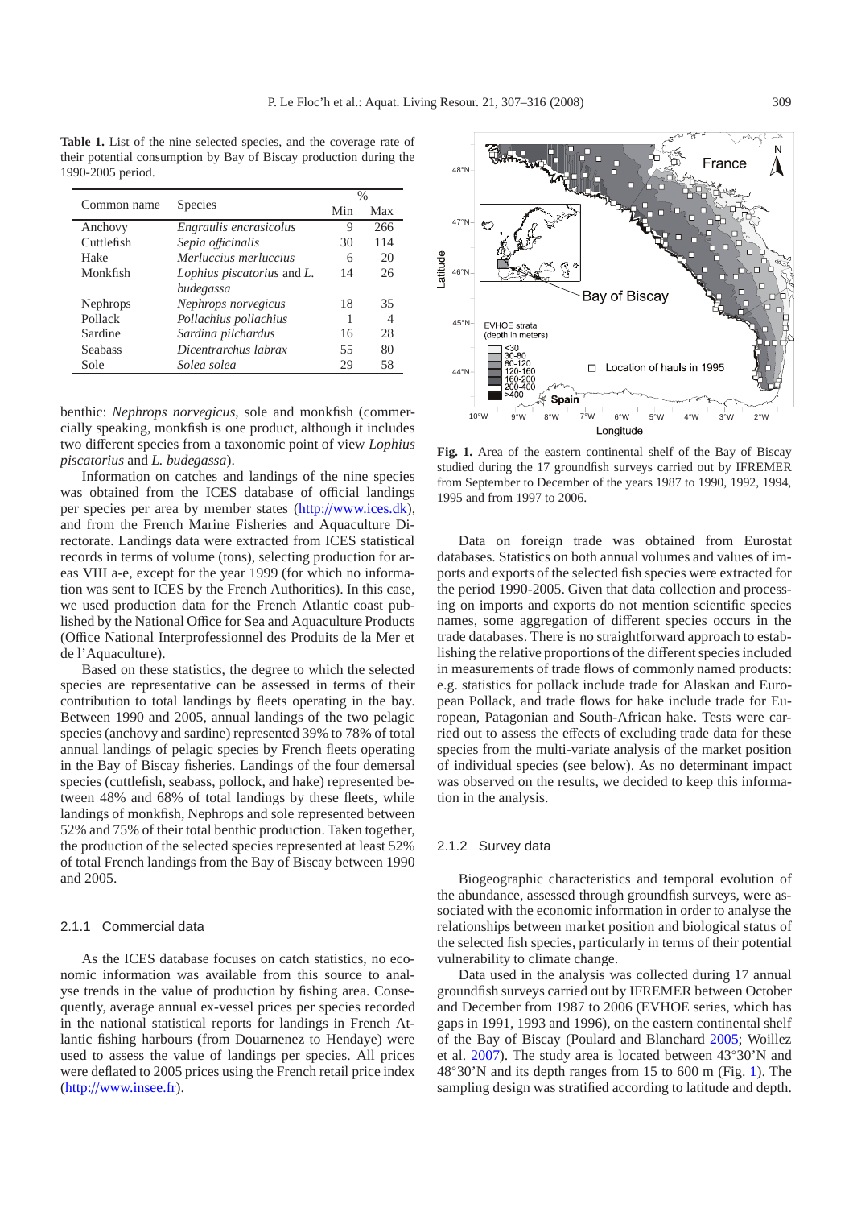**Table 1.** List of the nine selected species, and the coverage rate of their potential consumption by Bay of Biscay production during the 1990-2005 period.

| Common name | Species | % | |
|---|---|---|---|
| | | Min | Max |
| Anchovy | *Engraulis encrasicolus* | 9 | 266 |
| Cuttlefish | *Sepia officinalis* | 30 | 114 |
| Hake | *Merluccius merluccius* | 6 | 20 |
| Monkfish | *Lophius piscatorius* and *L. budegassa* | 14 | 26 |
| Nephrops | *Nephrops norvegicus* | 18 | 35 |
| Pollack | *Pollachius pollachius* | 1 | 4 |
| Sardine | *Sardina pilchardus* | 16 | 28 |
| Seabass | *Dicentrarchus labrax* | 55 | 80 |
| Sole | *Solea solea* | 29 | 58 |

benthic: *Nephrops norvegicus*, sole and monkfish (commercially speaking, monkfish is one product, although it includes two different species from a taxonomic point of view *Lophius piscatorius* and *L. budegassa*).

Information on catches and landings of the nine species was obtained from the ICES database of official landings per species per area by member states (http://www.ices.dk), and from the French Marine Fisheries and Aquaculture Directorate. Landings data were extracted from ICES statistical records in terms of volume (tons), selecting production for areas VIII a-e, except for the year 1999 (for which no information was sent to ICES by the French Authorities). In this case, we used production data for the French Atlantic coast published by the National Office for Sea and Aquaculture Products (Office National Interprofessionnel des Produits de la Mer et de l'Aquaculture).

Based on these statistics, the degree to which the selected species are representative can be assessed in terms of their contribution to total landings by fleets operating in the bay. Between 1990 and 2005, annual landings of the two pelagic species (anchovy and sardine) represented 39% to 78% of total annual landings of pelagic species by French fleets operating in the Bay of Biscay fisheries. Landings of the four demersal species (cuttlefish, seabass, pollock, and hake) represented between 48% and 68% of total landings by these fleets, while landings of monkfish, Nephrops and sole represented between 52% and 75% of their total benthic production. Taken together, the production of the selected species represented at least 52% of total French landings from the Bay of Biscay between 1990 and 2005.

### 2.1.1 Commercial data

As the ICES database focuses on catch statistics, no economic information was available from this source to analyse trends in the value of production by fishing area. Consequently, average annual ex-vessel prices per species recorded in the national statistical reports for landings in French Atlantic fishing harbours (from Douarnenez to Hendaye) were used to assess the value of landings per species. All prices were deflated to 2005 prices using the French retail price index (http://www.insee.fr).

**Fig. 1.** Area of the eastern continental shelf of the Bay of Biscay studied during the 17 groundfish surveys carried out by IFREMER from September to December of the years 1987 to 1990, 1992, 1994, 1995 and from 1997 to 2006.

Data on foreign trade was obtained from Eurostat databases. Statistics on both annual volumes and values of imports and exports of the selected fish species were extracted for the period 1990-2005. Given that data collection and processing on imports and exports do not mention scientific species names, some aggregation of different species occurs in the trade databases. There is no straightforward approach to establishing the relative proportions of the different species included in measurements of trade flows of commonly named products: e.g. statistics for pollack include trade for Alaskan and European Pollack, and trade flows for hake include trade for European, Patagonian and South-African hake. Tests were carried out to assess the effects of excluding trade data for these species from the multi-variate analysis of the market position of individual species (see below). As no determinant impact was observed on the results, we decided to keep this information in the analysis.

### 2.1.2 Survey data

Biogeographic characteristics and temporal evolution of the abundance, assessed through groundfish surveys, were associated with the economic information in order to analyse the relationships between market position and biological status of the selected fish species, particularly in terms of their potential vulnerability to climate change.

Data used in the analysis was collected during 17 annual groundfish surveys carried out by IFREMER between October and December from 1987 to 2006 (EVHOE series, which has gaps in 1991, 1993 and 1996), on the eastern continental shelf of the Bay of Biscay (Poulard and Blanchard 2005; Woillez et al. 2007). The study area is located between 43°30'N and 48°30'N and its depth ranges from 15 to 600 m (Fig. 1). The sampling design was stratified according to latitude and depth.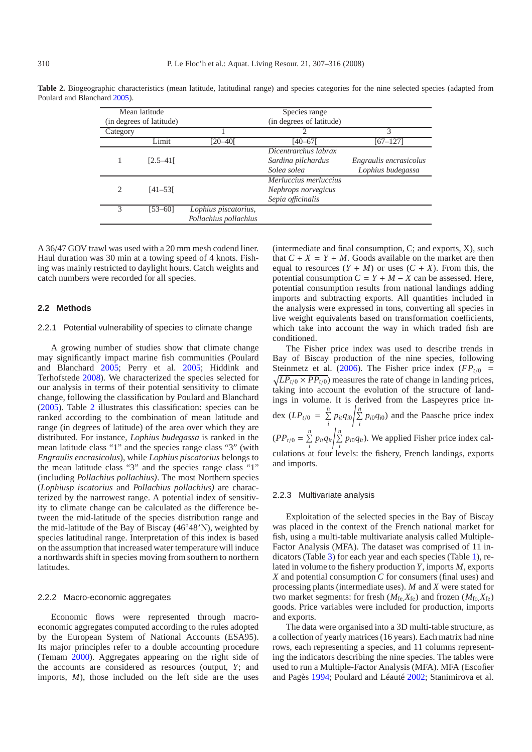**Table 2.** Biogeographic characteristics (mean latitude, latitudinal range) and species categories for the nine selected species (adapted from Poulard and Blanchard 2005).

| Mean latitude (in degrees of latitude) | | Species range (in degrees of latitude) | | |
|---|---|---|---|---|
| Category | | 1 | 2 | 3 |
| | Limit | [20–40[ | [40–67[ | [67–127] |
| 1 | [2.5–41[ | | *Dicentrarchus labrax* *Sardina pilchardus* *Solea solea* | *Engraulis encrasicolus* *Lophius budegassa* |
| 2 | [41–53[ | | *Merluccius merluccius* *Nephrops norvegicus* *Sepia officinalis* | |
| 3 | [53–60] | *Lophius piscatorius*, *Pollachius pollachius* | | |

A 36/47 GOV trawl was used with a 20 mm mesh codend liner. Haul duration was 30 min at a towing speed of 4 knots. Fishing was mainly restricted to daylight hours. Catch weights and catch numbers were recorded for all species.

## 2.2 Methods

### 2.2.1 Potential vulnerability of species to climate change

A growing number of studies show that climate change may significantly impact marine fish communities (Poulard and Blanchard 2005; Perry et al. 2005; Hiddink and Terhofstede 2008). We characterized the species selected for our analysis in terms of their potential sensitivity to climate change, following the classification by Poulard and Blanchard (2005). Table 2 illustrates this classification: species can be ranked according to the combination of mean latitude and range (in degrees of latitude) of the area over which they are distributed. For instance, *Lophius budegassa* is ranked in the mean latitude class "1" and the species range class "3" (with *Engraulis encrasicolus*), while *Lophius piscatorius* belongs to the mean latitude class "3" and the species range class "1" (including *Pollachius pollachius)*. The most Northern species (*Lophiusp iscatorius* and *Pollachius pollachius)* are characterized by the narrowest range. A potential index of sensitivity to climate change can be calculated as the difference between the mid-latitude of the species distribution range and the mid-latitude of the Bay of Biscay (46°48'N), weighted by species latitudinal range. Interpretation of this index is based on the assumption that increased water temperature will induce a northwards shift in species moving from southern to northern latitudes.

### 2.2.2 Macro-economic aggregates

Economic flows were represented through macro-economic aggregates computed according to the rules adopted by the European System of National Accounts (ESA95). Its major principles refer to a double accounting procedure (Temam 2000). Aggregates appearing on the right side of the accounts are considered as resources (output, $Y$; and imports, $M$), those included on the left side are the uses (intermediate and final consumption, C; and exports, X), such that $C + X = Y + M$. Goods available on the market are then equal to resources ($Y + M$) or uses ($C + X$). From this, the potential consumption $C = Y + M - X$ can be assessed. Here, potential consumption results from national landings adding imports and subtracting exports. All quantities included in the analysis were expressed in tons, converting all species in live weight equivalents based on transformation coefficients, which take into account the way in which traded fish are conditioned.

The Fisher price index was used to describe trends in Bay of Biscay production of the nine species, following Steinmetz et al. (2006). The Fisher price index ($FP_{t/0} = \sqrt{LP_{t/0} \times PP_{t/0}}$) measures the rate of change in landing prices, taking into account the evolution of the structure of landings in volume. It is derived from the Laspeyres price index ($LP_{t/0} = \sum_{i}^{n} p_{it}q_{i0} \Big/ \sum_{i}^{n} p_{i0}q_{i0}$) and the Paasche price index ($PP_{t/0} = \sum_{i}^{n} p_{it}q_{it} \Big/ \sum_{i}^{n} p_{i0}q_{it}$). We applied Fisher price index calculations at four levels: the fishery, French landings, exports and imports.

### 2.2.3 Multivariate analysis

Exploitation of the selected species in the Bay of Biscay was placed in the context of the French national market for fish, using a multi-table multivariate analysis called Multiple-Factor Analysis (MFA). The dataset was comprised of 11 indicators (Table 3) for each year and each species (Table 1), related in volume to the fishery production $Y$, imports $M$, exports $X$ and potential consumption $C$ for consumers (final uses) and processing plants (intermediate uses). $M$ and $X$ were stated for two market segments: for fresh ($M_{\text{fe}}$, $X_{\text{fe}}$) and frozen ($M_{\text{fo}}$, $X_{\text{fe}}$) goods. Price variables were included for production, imports and exports.

The data were organised into a 3D multi-table structure, as a collection of yearly matrices (16 years). Each matrix had nine rows, each representing a species, and 11 columns representing the indicators describing the nine species. The tables were used to run a Multiple-Factor Analysis (MFA). MFA (Escofier and Pagès 1994; Poulard and Léauté 2002; Stanimirova et al.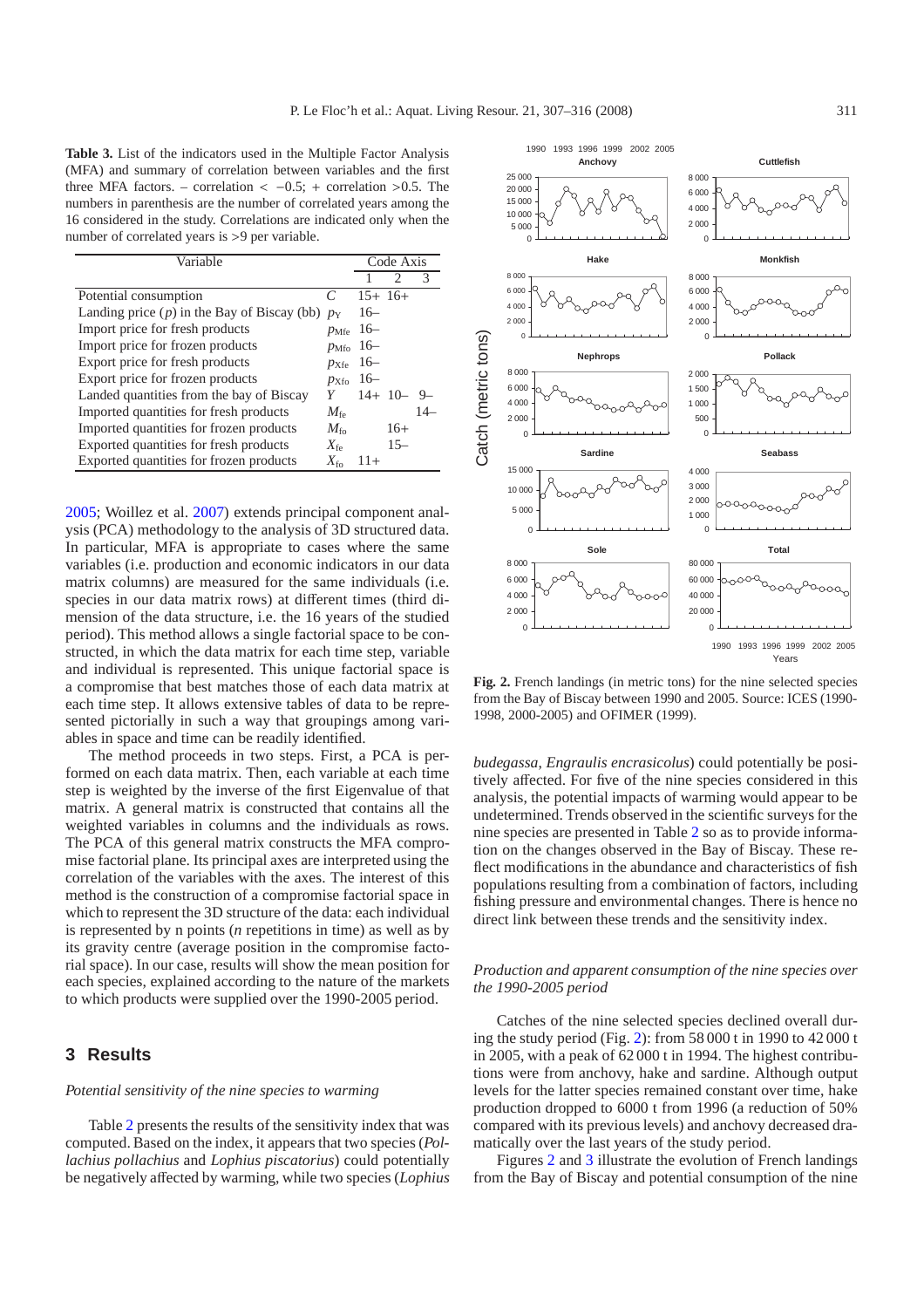**Table 3.** List of the indicators used in the Multiple Factor Analysis (MFA) and summary of correlation between variables and the first three MFA factors. – correlation < −0.5; + correlation >0.5. The numbers in parenthesis are the number of correlated years among the 16 considered in the study. Correlations are indicated only when the number of correlated years is >9 per variable.

| Variable | Code | Axis 1 | Axis 2 | Axis 3 |
|---|---|---|---|---|
| Potential consumption | $C$ | 15+ | 16+ | |
| Landing price ($p$) in the Bay of Biscay (bb) | $p_Y$ | 16– | | |
| Import price for fresh products | $p_{Mfe}$ | 16– | | |
| Import price for frozen products | $p_{Mfo}$ | 16– | | |
| Export price for fresh products | $p_{Xfe}$ | 16– | | |
| Export price for frozen products | $p_{Xfo}$ | 16– | | |
| Landed quantities from the bay of Biscay | $Y$ | 14+ | 10– | 9– |
| Imported quantities for fresh products | $M_{fe}$ | | | 14– |
| Imported quantities for frozen products | $M_{fo}$ | | 16+ | |
| Exported quantities for fresh products | $X_{fe}$ | | 15– | |
| Exported quantities for frozen products | $X_{fo}$ | 11+ | | |

2005; Woillez et al. 2007) extends principal component analysis (PCA) methodology to the analysis of 3D structured data. In particular, MFA is appropriate to cases where the same variables (i.e. production and economic indicators in our data matrix columns) are measured for the same individuals (i.e. species in our data matrix rows) at different times (third dimension of the data structure, i.e. the 16 years of the studied period). This method allows a single factorial space to be constructed, in which the data matrix for each time step, variable and individual is represented. This unique factorial space is a compromise that best matches those of each data matrix at each time step. It allows extensive tables of data to be represented pictorially in such a way that groupings among variables in space and time can be readily identified.

The method proceeds in two steps. First, a PCA is performed on each data matrix. Then, each variable at each time step is weighted by the inverse of the first Eigenvalue of that matrix. A general matrix is constructed that contains all the weighted variables in columns and the individuals as rows. The PCA of this general matrix constructs the MFA compromise factorial plane. Its principal axes are interpreted using the correlation of the variables with the axes. The interest of this method is the construction of a compromise factorial space in which to represent the 3D structure of the data: each individual is represented by n points ($n$ repetitions in time) as well as by its gravity centre (average position in the compromise factorial space). In our case, results will show the mean position for each species, explained according to the nature of the markets to which products were supplied over the 1990-2005 period.

## 3 Results

*Potential sensitivity of the nine species to warming*

Table 2 presents the results of the sensitivity index that was computed. Based on the index, it appears that two species (*Pollachius pollachius* and *Lophius piscatorius*) could potentially be negatively affected by warming, while two species (*Lophius budegassa*, *Engraulis encrasicolus*) could potentially be positively affected. For five of the nine species considered in this analysis, the potential impacts of warming would appear to be undetermined. Trends observed in the scientific surveys for the nine species are presented in Table 2 so as to provide information on the changes observed in the Bay of Biscay. These reflect modifications in the abundance and characteristics of fish populations resulting from a combination of factors, including fishing pressure and environmental changes. There is hence no direct link between these trends and the sensitivity index.

Catch (metric tons)
Anchovy
Cuttlefish
Hake
Monkfish
Nephrops
Pollack
Sardine
Seabass
Sole
Total
1990 1993 1996 1999 2002 2005
Years

**Fig. 2.** French landings (in metric tons) for the nine selected species from the Bay of Biscay between 1990 and 2005. Source: ICES (1990-1998, 2000-2005) and OFIMER (1999).

*Production and apparent consumption of the nine species over the 1990-2005 period*

Catches of the nine selected species declined overall during the study period (Fig. 2): from 58 000 t in 1990 to 42 000 t in 2005, with a peak of 62 000 t in 1994. The highest contributions were from anchovy, hake and sardine. Although output levels for the latter species remained constant over time, hake production dropped to 6000 t from 1996 (a reduction of 50% compared with its previous levels) and anchovy decreased dramatically over the last years of the study period.

Figures 2 and 3 illustrate the evolution of French landings from the Bay of Biscay and potential consumption of the nine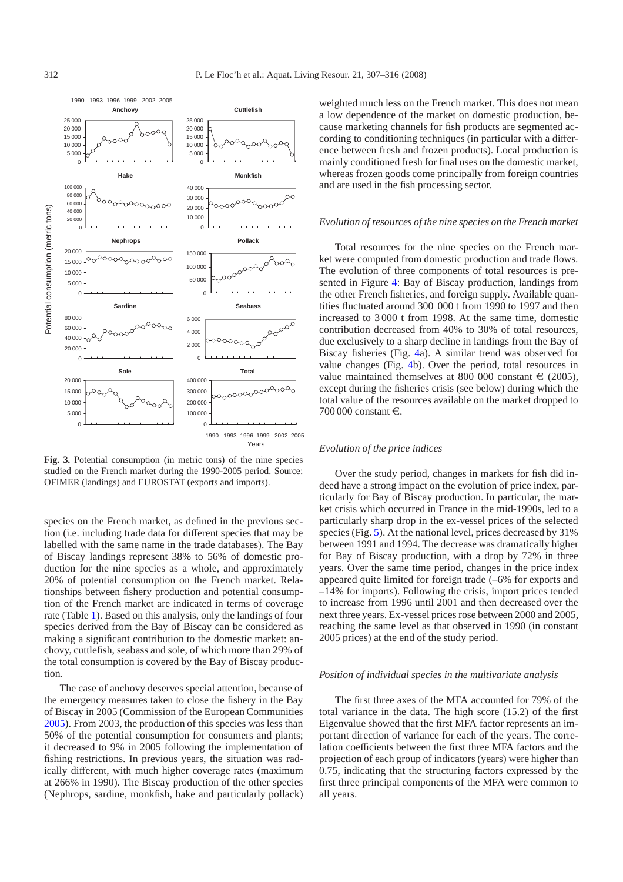**Fig. 3.** Potential consumption (in metric tons) of the nine species studied on the French market during the 1990-2005 period. Source: OFIMER (landings) and EUROSTAT (exports and imports).

species on the French market, as defined in the previous section (i.e. including trade data for different species that may be labelled with the same name in the trade databases). The Bay of Biscay landings represent 38% to 56% of domestic production for the nine species as a whole, and approximately 20% of potential consumption on the French market. Relationships between fishery production and potential consumption of the French market are indicated in terms of coverage rate (Table 1). Based on this analysis, only the landings of four species derived from the Bay of Biscay can be considered as making a significant contribution to the domestic market: anchovy, cuttlefish, seabass and sole, of which more than 29% of the total consumption is covered by the Bay of Biscay production.

The case of anchovy deserves special attention, because of the emergency measures taken to close the fishery in the Bay of Biscay in 2005 (Commission of the European Communities 2005). From 2003, the production of this species was less than 50% of the potential consumption for consumers and plants; it decreased to 9% in 2005 following the implementation of fishing restrictions. In previous years, the situation was radically different, with much higher coverage rates (maximum at 266% in 1990). The Biscay production of the other species (Nephrops, sardine, monkfish, hake and particularly pollack) weighted much less on the French market. This does not mean a low dependence of the market on domestic production, because marketing channels for fish products are segmented according to conditioning techniques (in particular with a difference between fresh and frozen products). Local production is mainly conditioned fresh for final uses on the domestic market, whereas frozen goods come principally from foreign countries and are used in the fish processing sector.

### *Evolution of resources of the nine species on the French market*

Total resources for the nine species on the French market were computed from domestic production and trade flows. The evolution of three components of total resources is presented in Figure 4: Bay of Biscay production, landings from the other French fisheries, and foreign supply. Available quantities fluctuated around 300 000 t from 1990 to 1997 and then increased to 3 000 t from 1998. At the same time, domestic contribution decreased from 40% to 30% of total resources, due exclusively to a sharp decline in landings from the Bay of Biscay fisheries (Fig. 4a). A similar trend was observed for value changes (Fig. 4b). Over the period, total resources in value maintained themselves at 800 000 constant € (2005), except during the fisheries crisis (see below) during which the total value of the resources available on the market dropped to 700 000 constant €.

### *Evolution of the price indices*

Over the study period, changes in markets for fish did indeed have a strong impact on the evolution of price index, particularly for Bay of Biscay production. In particular, the market crisis which occurred in France in the mid-1990s, led to a particularly sharp drop in the ex-vessel prices of the selected species (Fig. 5). At the national level, prices decreased by 31% between 1991 and 1994. The decrease was dramatically higher for Bay of Biscay production, with a drop by 72% in three years. Over the same time period, changes in the price index appeared quite limited for foreign trade (–6% for exports and –14% for imports). Following the crisis, import prices tended to increase from 1996 until 2001 and then decreased over the next three years. Ex-vessel prices rose between 2000 and 2005, reaching the same level as that observed in 1990 (in constant 2005 prices) at the end of the study period.

### *Position of individual species in the multivariate analysis*

The first three axes of the MFA accounted for 79% of the total variance in the data. The high score (15.2) of the first Eigenvalue showed that the first MFA factor represents an important direction of variance for each of the years. The correlation coefficients between the first three MFA factors and the projection of each group of indicators (years) were higher than 0.75, indicating that the structuring factors expressed by the first three principal components of the MFA were common to all years.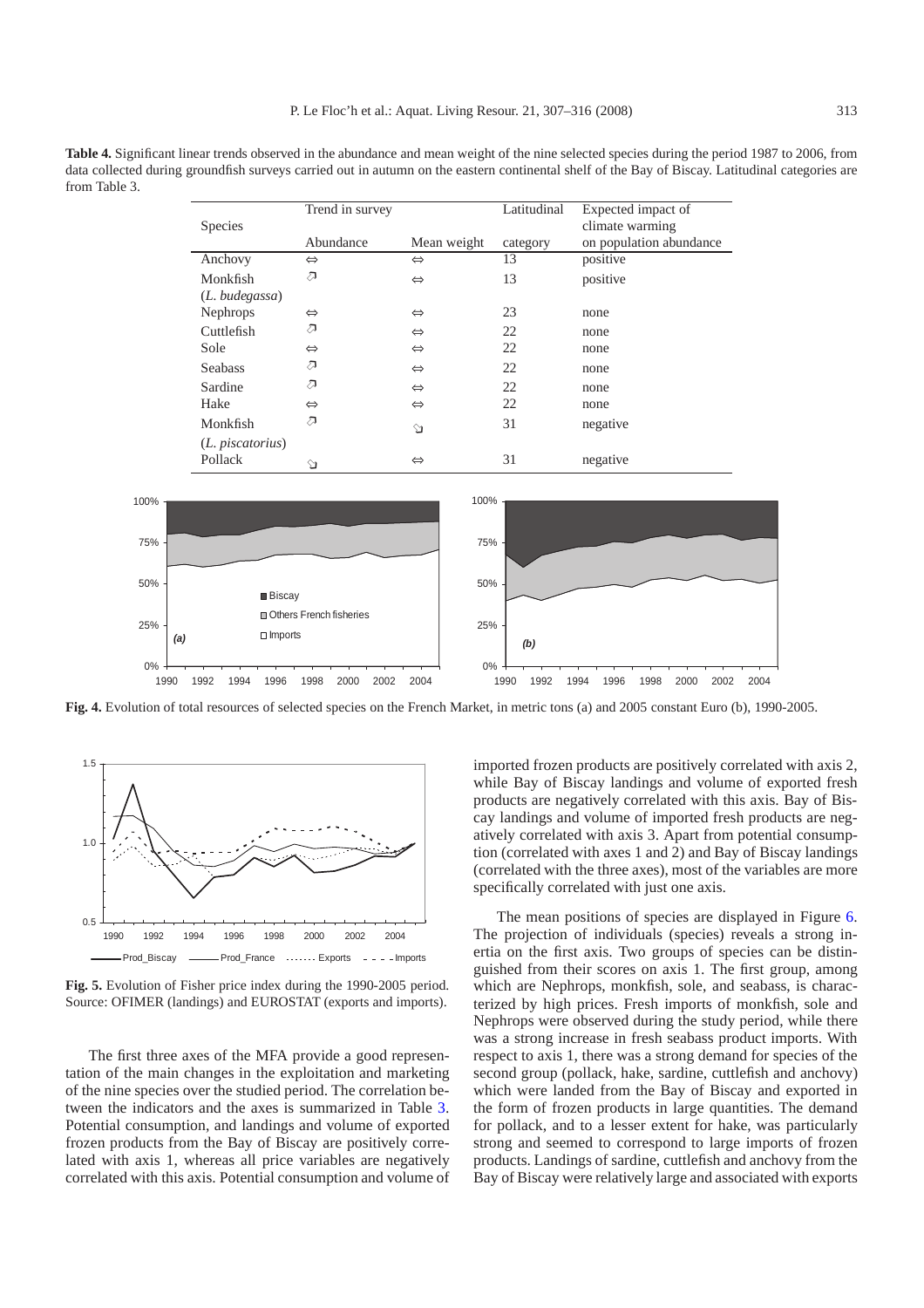**Table 4.** Significant linear trends observed in the abundance and mean weight of the nine selected species during the period 1987 to 2006, from data collected during groundfish surveys carried out in autumn on the eastern continental shelf of the Bay of Biscay. Latitudinal categories are from Table 3.

| Species | Trend in survey | | Latitudinal | Expected impact of climate warming |
|---|---|---|---|---|
| | Abundance | Mean weight | category | on population abundance |
| Anchovy | ⇔ | ⇔ | 13 | positive |
| Monkfish (*L. budegassa*) | ⬀ | ⇔ | 13 | positive |
| Nephrops | ⇔ | ⇔ | 23 | none |
| Cuttlefish | ⬀ | ⇔ | 22 | none |
| Sole | ⇔ | ⇔ | 22 | none |
| Seabass | ⬀ | ⇔ | 22 | none |
| Sardine | ⬀ | ⇔ | 22 | none |
| Hake | ⇔ | ⇔ | 22 | none |
| Monkfish (*L. piscatorius*) | ⬀ | ⬂ | 31 | negative |
| Pollack | ⬂ | ⇔ | 31 | negative |

**Fig. 4.** Evolution of total resources of selected species on the French Market, in metric tons (a) and 2005 constant Euro (b), 1990-2005.

**Fig. 5.** Evolution of Fisher price index during the 1990-2005 period. Source: OFIMER (landings) and EUROSTAT (exports and imports).

The first three axes of the MFA provide a good representation of the main changes in the exploitation and marketing of the nine species over the studied period. The correlation between the indicators and the axes is summarized in Table 3. Potential consumption, and landings and volume of exported frozen products from the Bay of Biscay are positively correlated with axis 1, whereas all price variables are negatively correlated with this axis. Potential consumption and volume of imported frozen products are positively correlated with axis 2, while Bay of Biscay landings and volume of exported fresh products are negatively correlated with this axis. Bay of Biscay landings and volume of imported fresh products are negatively correlated with axis 3. Apart from potential consumption (correlated with axes 1 and 2) and Bay of Biscay landings (correlated with the three axes), most of the variables are more specifically correlated with just one axis.

The mean positions of species are displayed in Figure 6. The projection of individuals (species) reveals a strong inertia on the first axis. Two groups of species can be distinguished from their scores on axis 1. The first group, among which are Nephrops, monkfish, sole, and seabass, is characterized by high prices. Fresh imports of monkfish, sole and Nephrops were observed during the study period, while there was a strong increase in fresh seabass product imports. With respect to axis 1, there was a strong demand for species of the second group (pollack, hake, sardine, cuttlefish and anchovy) which were landed from the Bay of Biscay and exported in the form of frozen products in large quantities. The demand for pollack, and to a lesser extent for hake, was particularly strong and seemed to correspond to large imports of frozen products. Landings of sardine, cuttlefish and anchovy from the Bay of Biscay were relatively large and associated with exports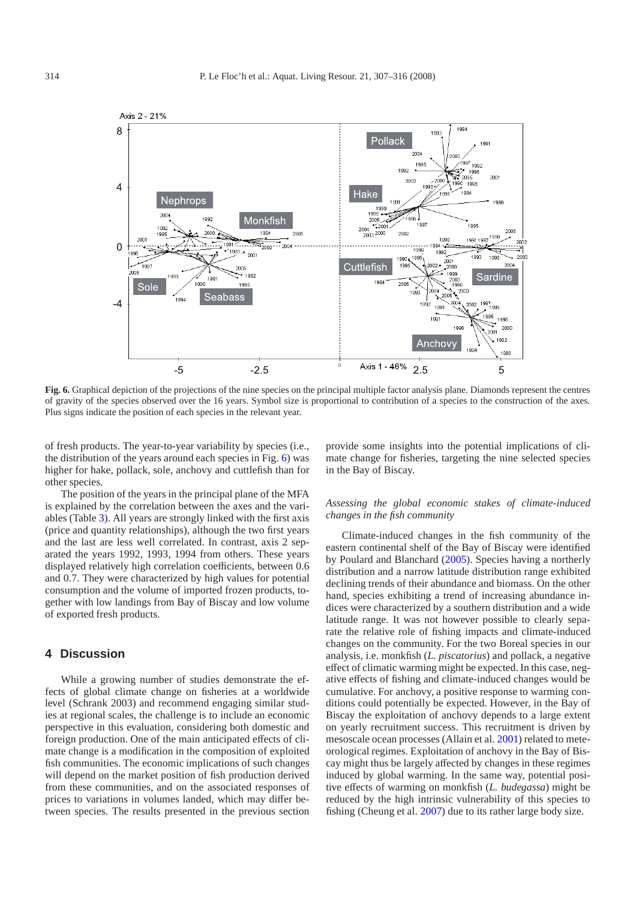Axis 2 - 21%

8

4

0

-4

-5

-2.5

0

Axis 1 - 46%

2.5

5

Pollack

Hake

Nephrops

Monkfish

Cuttlefish

Sardine

Sole

Seabass

Anchovy

**Fig. 6.** Graphical depiction of the projections of the nine species on the principal multiple factor analysis plane. Diamonds represent the centres of gravity of the species observed over the 16 years. Symbol size is proportional to contribution of a species to the construction of the axes. Plus signs indicate the position of each species in the relevant year.

of fresh products. The year-to-year variability by species (i.e., the distribution of the years around each species in Fig. 6) was higher for hake, pollack, sole, anchovy and cuttlefish than for other species.

The position of the years in the principal plane of the MFA is explained by the correlation between the axes and the variables (Table 3). All years are strongly linked with the first axis (price and quantity relationships), although the two first years and the last are less well correlated. In contrast, axis 2 separated the years 1992, 1993, 1994 from others. These years displayed relatively high correlation coefficients, between 0.6 and 0.7. They were characterized by high values for potential consumption and the volume of imported frozen products, together with low landings from Bay of Biscay and low volume of exported fresh products.

## 4 Discussion

While a growing number of studies demonstrate the effects of global climate change on fisheries at a worldwide level (Schrank 2003) and recommend engaging similar studies at regional scales, the challenge is to include an economic perspective in this evaluation, considering both domestic and foreign production. One of the main anticipated effects of climate change is a modification in the composition of exploited fish communities. The economic implications of such changes will depend on the market position of fish production derived from these communities, and on the associated responses of prices to variations in volumes landed, which may differ between species. The results presented in the previous section provide some insights into the potential implications of climate change for fisheries, targeting the nine selected species in the Bay of Biscay.

### *Assessing the global economic stakes of climate-induced changes in the fish community*

Climate-induced changes in the fish community of the eastern continental shelf of the Bay of Biscay were identified by Poulard and Blanchard (2005). Species having a northerly distribution and a narrow latitude distribution range exhibited declining trends of their abundance and biomass. On the other hand, species exhibiting a trend of increasing abundance indices were characterized by a southern distribution and a wide latitude range. It was not however possible to clearly separate the relative role of fishing impacts and climate-induced changes on the community. For the two Boreal species in our analysis, i.e. monkfish (*L. piscatorius*) and pollack, a negative effect of climatic warming might be expected. In this case, negative effects of fishing and climate-induced changes would be cumulative. For anchovy, a positive response to warming conditions could potentially be expected. However, in the Bay of Biscay the exploitation of anchovy depends to a large extent on yearly recruitment success. This recruitment is driven by mesoscale ocean processes (Allain et al. 2001) related to meteorological regimes. Exploitation of anchovy in the Bay of Biscay might thus be largely affected by changes in these regimes induced by global warming. In the same way, potential positive effects of warming on monkfish (*L. budegassa*) might be reduced by the high intrinsic vulnerability of this species to fishing (Cheung et al. 2007) due to its rather large body size.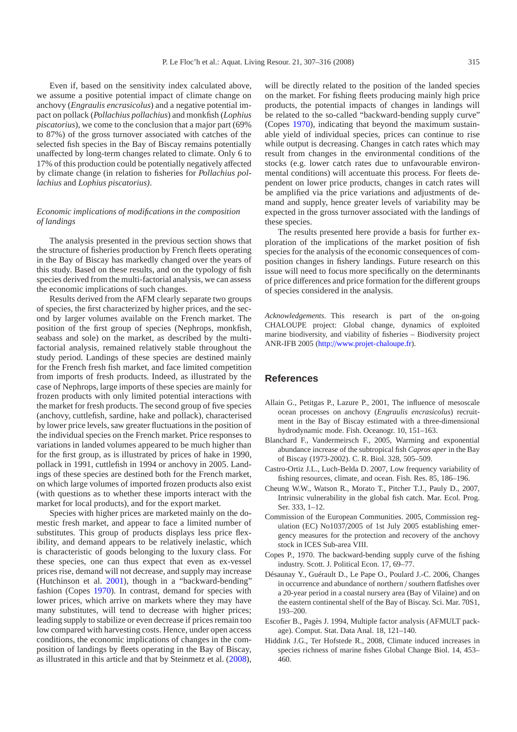Even if, based on the sensitivity index calculated above, we assume a positive potential impact of climate change on anchovy (*Engraulis encrasicolus*) and a negative potential impact on pollack (*Pollachius pollachius*) and monkfish (*Lophius piscatorius*), we come to the conclusion that a major part (69% to 87%) of the gross turnover associated with catches of the selected fish species in the Bay of Biscay remains potentially unaffected by long-term changes related to climate. Only 6 to 17% of this production could be potentially negatively affected by climate change (in relation to fisheries for *Pollachius pollachius* and *Lophius piscatorius)*.

### *Economic implications of modifications in the composition of landings*

The analysis presented in the previous section shows that the structure of fisheries production by French fleets operating in the Bay of Biscay has markedly changed over the years of this study. Based on these results, and on the typology of fish species derived from the multi-factorial analysis, we can assess the economic implications of such changes.

Results derived from the AFM clearly separate two groups of species, the first characterized by higher prices, and the second by larger volumes available on the French market. The position of the first group of species (Nephrops, monkfish, seabass and sole) on the market, as described by the multi-factorial analysis, remained relatively stable throughout the study period. Landings of these species are destined mainly for the French fresh fish market, and face limited competition from imports of fresh products. Indeed, as illustrated by the case of Nephrops, large imports of these species are mainly for frozen products with only limited potential interactions with the market for fresh products. The second group of five species (anchovy, cuttlefish, sardine, hake and pollack), characterised by lower price levels, saw greater fluctuations in the position of the individual species on the French market. Price responses to variations in landed volumes appeared to be much higher than for the first group, as is illustrated by prices of hake in 1990, pollack in 1991, cuttlefish in 1994 or anchovy in 2005. Landings of these species are destined both for the French market, on which large volumes of imported frozen products also exist (with questions as to whether these imports interact with the market for local products), and for the export market.

Species with higher prices are marketed mainly on the domestic fresh market, and appear to face a limited number of substitutes. This group of products displays less price flexibility, and demand appears to be relatively inelastic, which is characteristic of goods belonging to the luxury class. For these species, one can thus expect that even as ex-vessel prices rise, demand will not decrease, and supply may increase (Hutchinson et al. 2001), though in a "backward-bending" fashion (Copes 1970). In contrast, demand for species with lower prices, which arrive on markets where they may have many substitutes, will tend to decrease with higher prices; leading supply to stabilize or even decrease if prices remain too low compared with harvesting costs. Hence, under open access conditions, the economic implications of changes in the composition of landings by fleets operating in the Bay of Biscay, as illustrated in this article and that by Steinmetz et al. (2008), will be directly related to the position of the landed species on the market. For fishing fleets producing mainly high price products, the potential impacts of changes in landings will be related to the so-called "backward-bending supply curve" (Copes 1970), indicating that beyond the maximum sustainable yield of individual species, prices can continue to rise while output is decreasing. Changes in catch rates which may result from changes in the environmental conditions of the stocks (e.g. lower catch rates due to unfavourable environmental conditions) will accentuate this process. For fleets dependent on lower price products, changes in catch rates will be amplified via the price variations and adjustments of demand and supply, hence greater levels of variability may be expected in the gross turnover associated with the landings of these species.

The results presented here provide a basis for further exploration of the implications of the market position of fish species for the analysis of the economic consequences of composition changes in fishery landings. Future research on this issue will need to focus more specifically on the determinants of price differences and price formation for the different groups of species considered in the analysis.

*Acknowledgements.* This research is part of the on-going CHALOUPE project: Global change, dynamics of exploited marine biodiversity, and viability of fisheries – Biodiversity project ANR-IFB 2005 (http://www.projet-chaloupe.fr).

## References

Allain G., Petitgas P., Lazure P., 2001, The influence of mesoscale ocean processes on anchovy (*Engraulis encrasicolus*) recruitment in the Bay of Biscay estimated with a three-dimensional hydrodynamic mode. Fish. Oceanogr. 10, 151–163.

Blanchard F., Vandermeirsch F., 2005, Warming and exponential abundance increase of the subtropical fish *Capros aper* in the Bay of Biscay (1973-2002). C. R. Biol. 328, 505–509.

Castro-Ortiz J.L., Luch-Belda D. 2007, Low frequency variability of fishing resources, climate, and ocean. Fish. Res. 85, 186–196.

Cheung W.W., Watson R., Morato T., Pitcher T.J., Pauly D., 2007, Intrinsic vulnerability in the global fish catch. Mar. Ecol. Prog. Ser. 333, 1–12.

Commission of the European Communities. 2005, Commission regulation (EC) No1037/2005 of 1st July 2005 establishing emergency measures for the protection and recovery of the anchovy stock in ICES Sub-area VIII.

Copes P., 1970. The backward-bending supply curve of the fishing industry. Scott. J. Political Econ. 17, 69–77.

Désaunay Y., Guérault D., Le Pape O., Poulard J.-C. 2006, Changes in occurrence and abundance of northern / southern flatfishes over a 20-year period in a coastal nursery area (Bay of Vilaine) and on the eastern continental shelf of the Bay of Biscay. Sci. Mar. 70S1, 193–200.

Escofier B., Pagès J. 1994, Multiple factor analysis (AFMULT package). Comput. Stat. Data Anal. 18, 121–140.

Hiddink J.G., Ter Hofstede R., 2008, Climate induced increases in species richness of marine fishes Global Change Biol. 14, 453–460.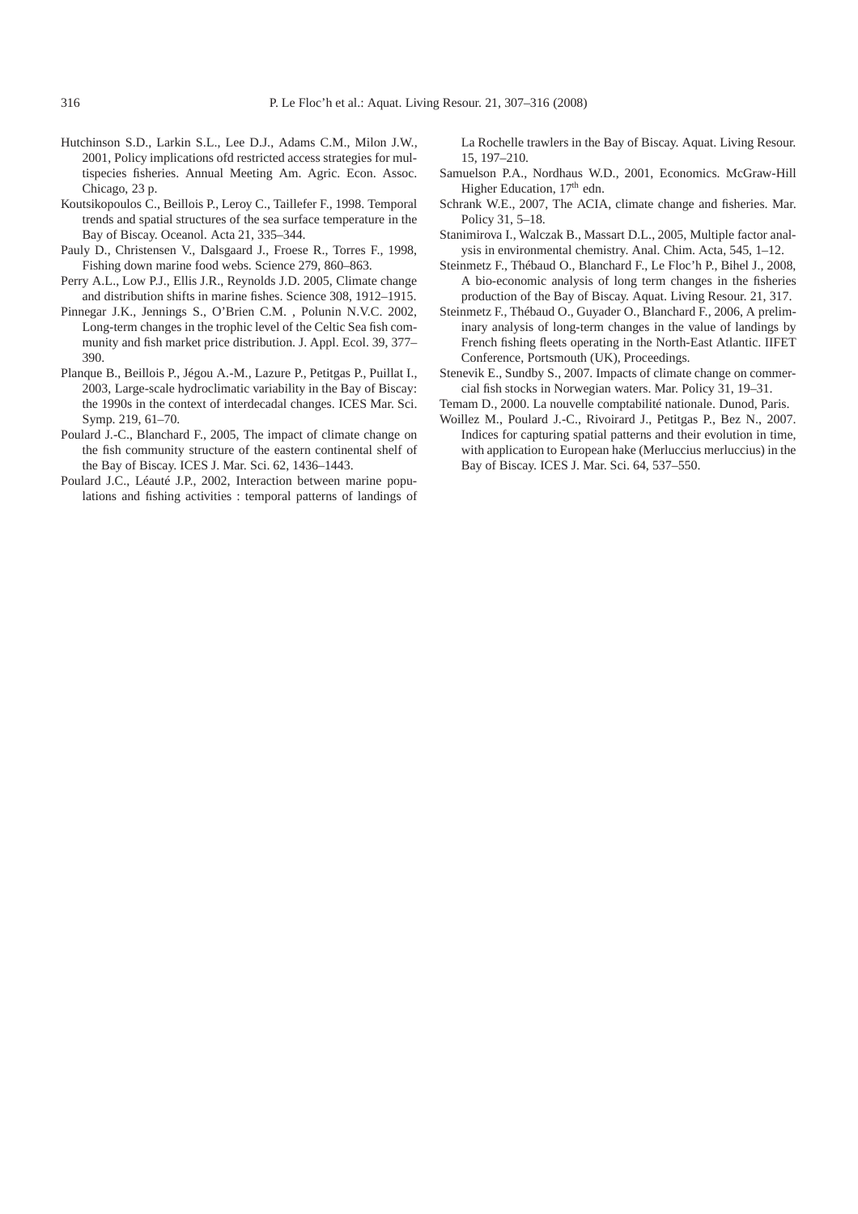Hutchinson S.D., Larkin S.L., Lee D.J., Adams C.M., Milon J.W., 2001, Policy implications ofd restricted access strategies for multispecies fisheries. Annual Meeting Am. Agric. Econ. Assoc. Chicago, 23 p.

Koutsikopoulos C., Beillois P., Leroy C., Taillefer F., 1998. Temporal trends and spatial structures of the sea surface temperature in the Bay of Biscay. Oceanol. Acta 21, 335–344.

Pauly D., Christensen V., Dalsgaard J., Froese R., Torres F., 1998, Fishing down marine food webs. Science 279, 860–863.

Perry A.L., Low P.J., Ellis J.R., Reynolds J.D. 2005, Climate change and distribution shifts in marine fishes. Science 308, 1912–1915.

Pinnegar J.K., Jennings S., O'Brien C.M. , Polunin N.V.C. 2002, Long-term changes in the trophic level of the Celtic Sea fish community and fish market price distribution. J. Appl. Ecol. 39, 377–390.

Planque B., Beillois P., Jégou A.-M., Lazure P., Petitgas P., Puillat I., 2003, Large-scale hydroclimatic variability in the Bay of Biscay: the 1990s in the context of interdecadal changes. ICES Mar. Sci. Symp. 219, 61–70.

Poulard J.-C., Blanchard F., 2005, The impact of climate change on the fish community structure of the eastern continental shelf of the Bay of Biscay. ICES J. Mar. Sci. 62, 1436–1443.

Poulard J.C., Léauté J.P., 2002, Interaction between marine populations and fishing activities : temporal patterns of landings of La Rochelle trawlers in the Bay of Biscay. Aquat. Living Resour. 15, 197–210.

Samuelson P.A., Nordhaus W.D., 2001, Economics. McGraw-Hill Higher Education, 17th edn.

Schrank W.E., 2007, The ACIA, climate change and fisheries. Mar. Policy 31, 5–18.

Stanimirova I., Walczak B., Massart D.L., 2005, Multiple factor analysis in environmental chemistry. Anal. Chim. Acta, 545, 1–12.

Steinmetz F., Thébaud O., Blanchard F., Le Floc'h P., Bihel J., 2008, A bio-economic analysis of long term changes in the fisheries production of the Bay of Biscay. Aquat. Living Resour. 21, 317.

Steinmetz F., Thébaud O., Guyader O., Blanchard F., 2006, A preliminary analysis of long-term changes in the value of landings by French fishing fleets operating in the North-East Atlantic. IIFET Conference, Portsmouth (UK), Proceedings.

Stenevik E., Sundby S., 2007. Impacts of climate change on commercial fish stocks in Norwegian waters. Mar. Policy 31, 19–31.

Temam D., 2000. La nouvelle comptabilité nationale. Dunod, Paris.

Woillez M., Poulard J.-C., Rivoirard J., Petitgas P., Bez N., 2007. Indices for capturing spatial patterns and their evolution in time, with application to European hake (Merluccius merluccius) in the Bay of Biscay. ICES J. Mar. Sci. 64, 537–550.